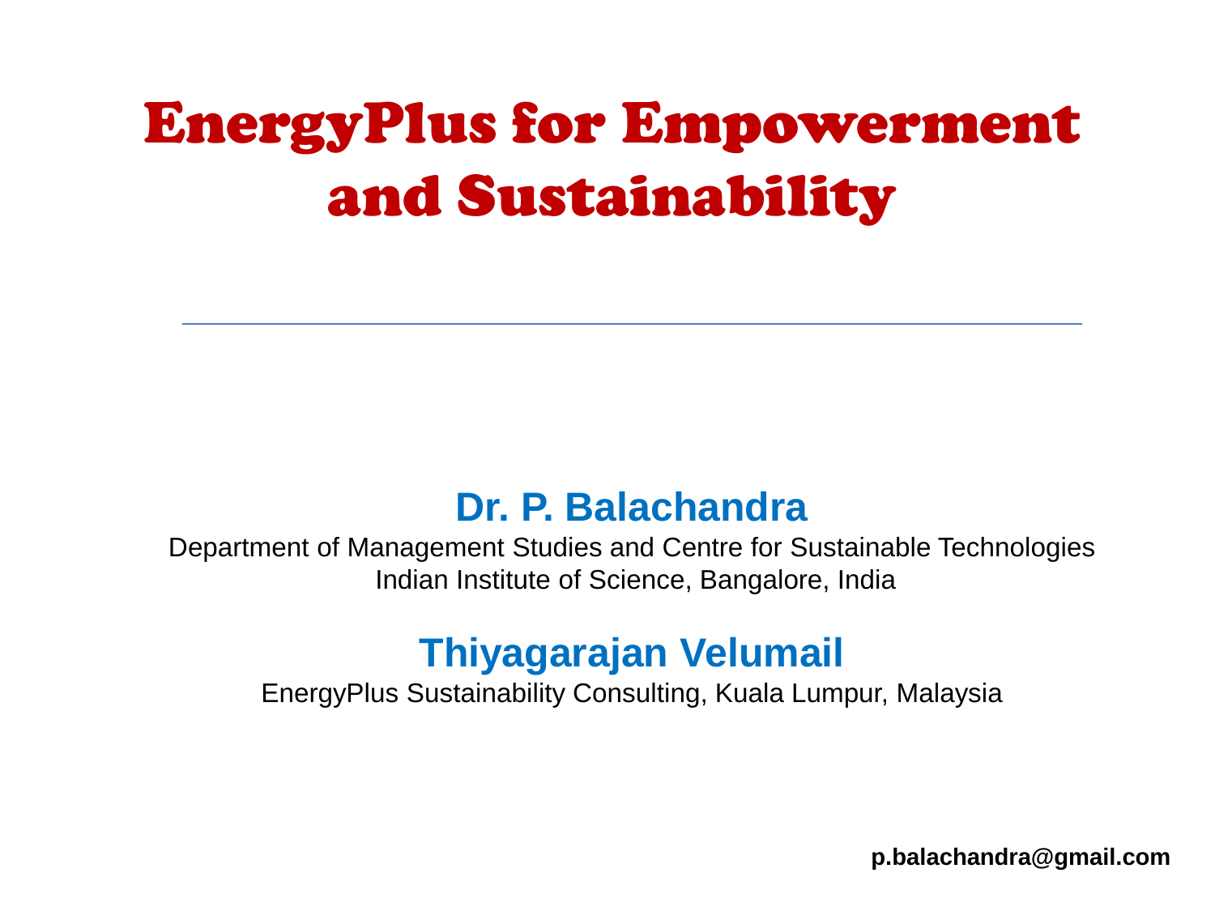# EnergyPlus for Empowerment and Sustainability

---

**Dr. P. Balachandra**

Department of Management Studies and Centre for Sustainable Technologies
Indian Institute of Science, Bangalore, India

**Thiyagarajan Velumail**

EnergyPlus Sustainability Consulting, Kuala Lumpur, Malaysia

**p.balachandra@gmail.com**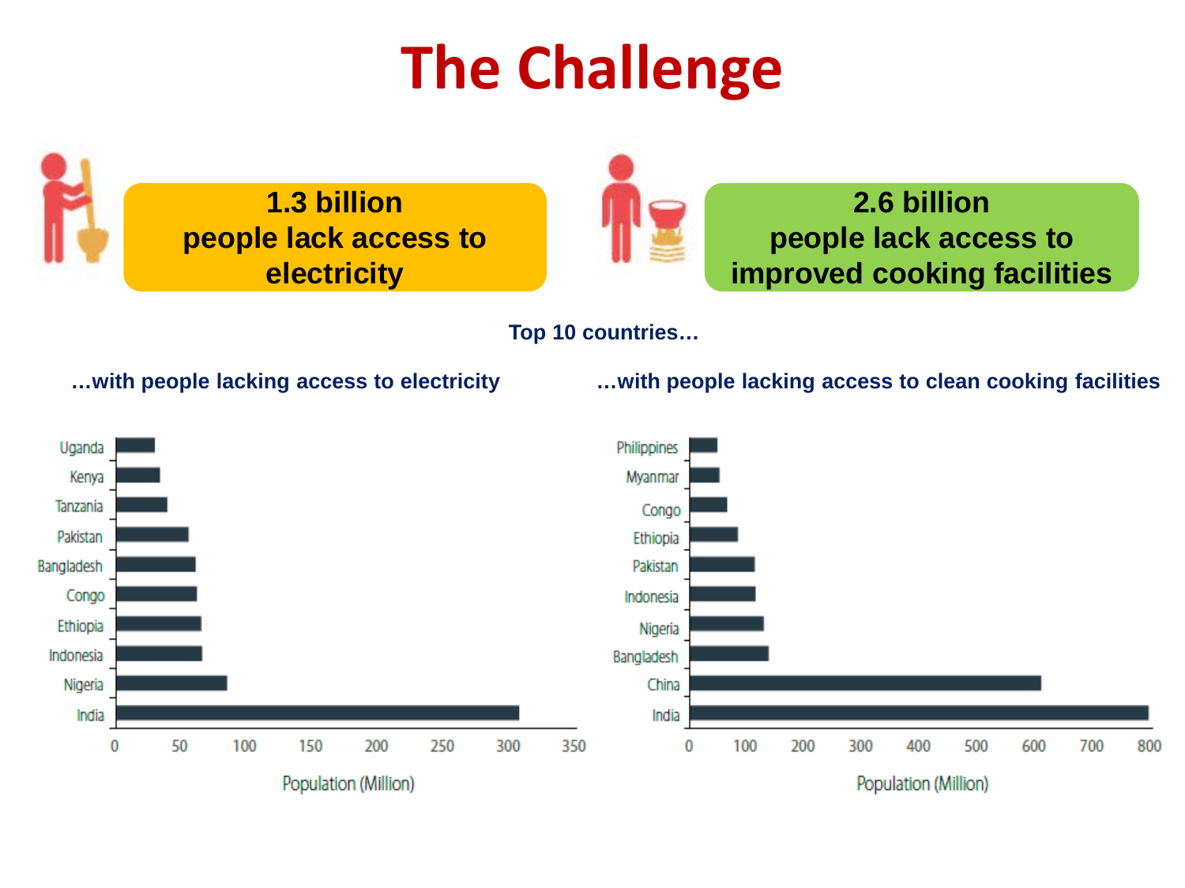# The Challenge

**1.3 billion people lack access to electricity**

**2.6 billion people lack access to improved cooking facilities**

**Top 10 countries…**

**…with people lacking access to electricity**

Uganda
Kenya
Tanzania
Pakistan
Bangladesh
Congo
Ethiopia
Indonesia
Nigeria
India

0 50 100 150 200 250 300 350

Population (Million)

**…with people lacking access to clean cooking facilities**

Philippines
Myanmar
Congo
Ethiopia
Pakistan
Indonesia
Nigeria
Bangladesh
China
India

0 100 200 300 400 500 600 700 800

Population (Million)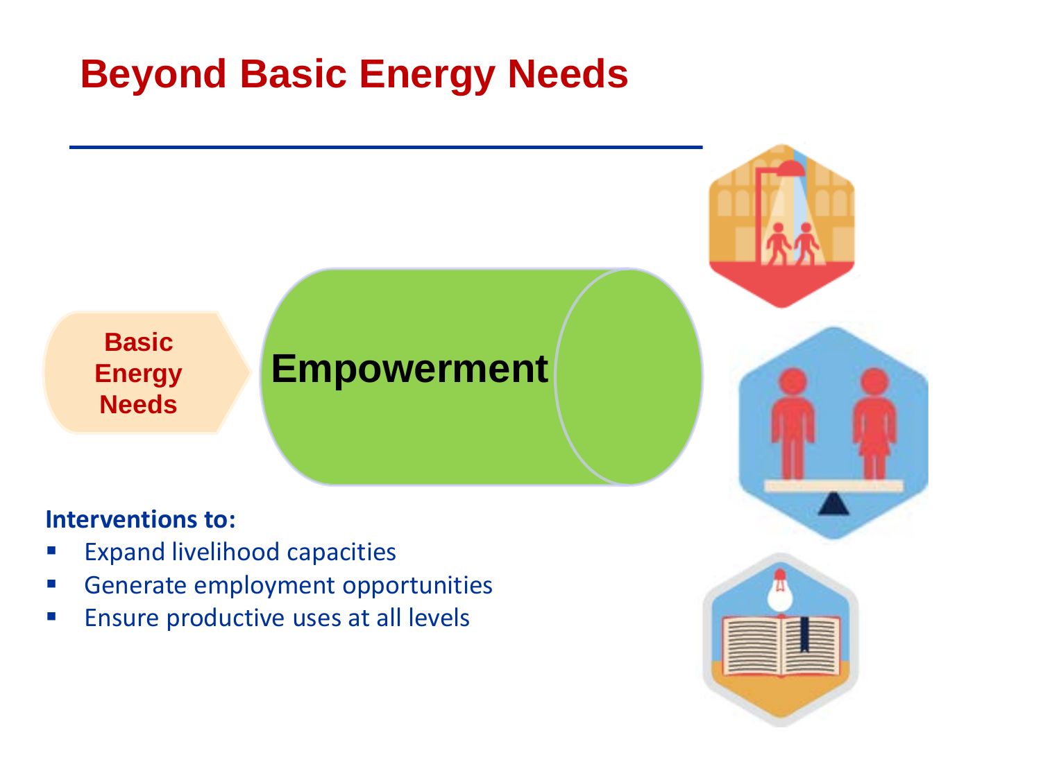# Beyond Basic Energy Needs

Basic Energy Needs

Empowerment

**Interventions to:**

- Expand livelihood capacities
- Generate employment opportunities
- Ensure productive uses at all levels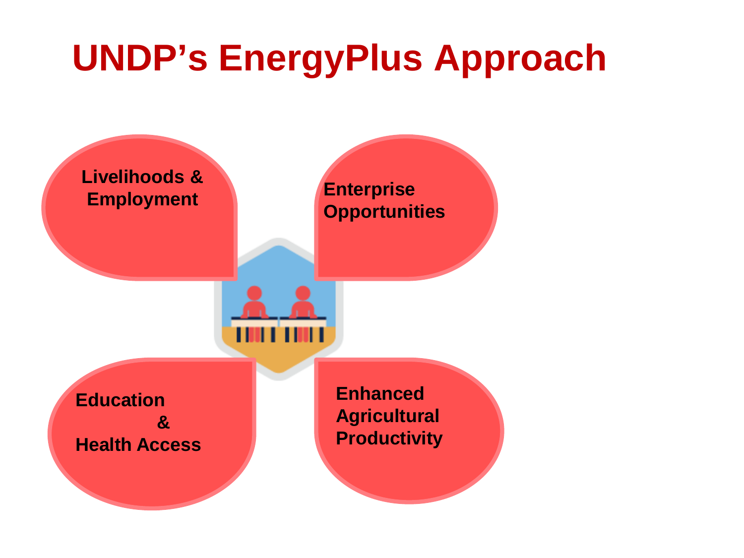# UNDP’s EnergyPlus Approach

- **Livelihoods & Employment**
- **Enterprise Opportunities**
- **Education & Health Access**
- **Enhanced Agricultural Productivity**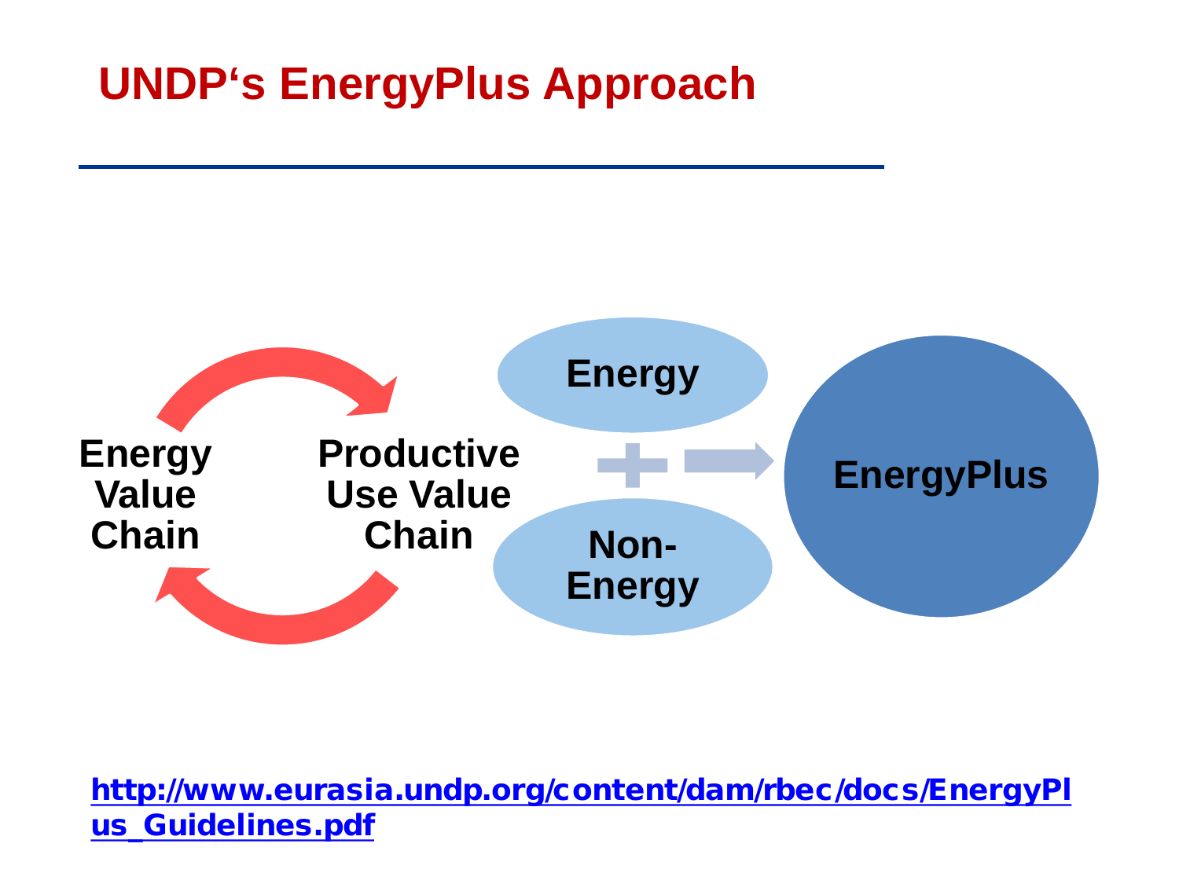# UNDP's EnergyPlus Approach

Energy Value Chain

Productive Use Value Chain

Energy

Non-Energy

EnergyPlus

[http://www.eurasia.undp.org/content/dam/rbec/docs/EnergyPlus_Guidelines.pdf](http://www.eurasia.undp.org/content/dam/rbec/docs/EnergyPlus_Guidelines.pdf)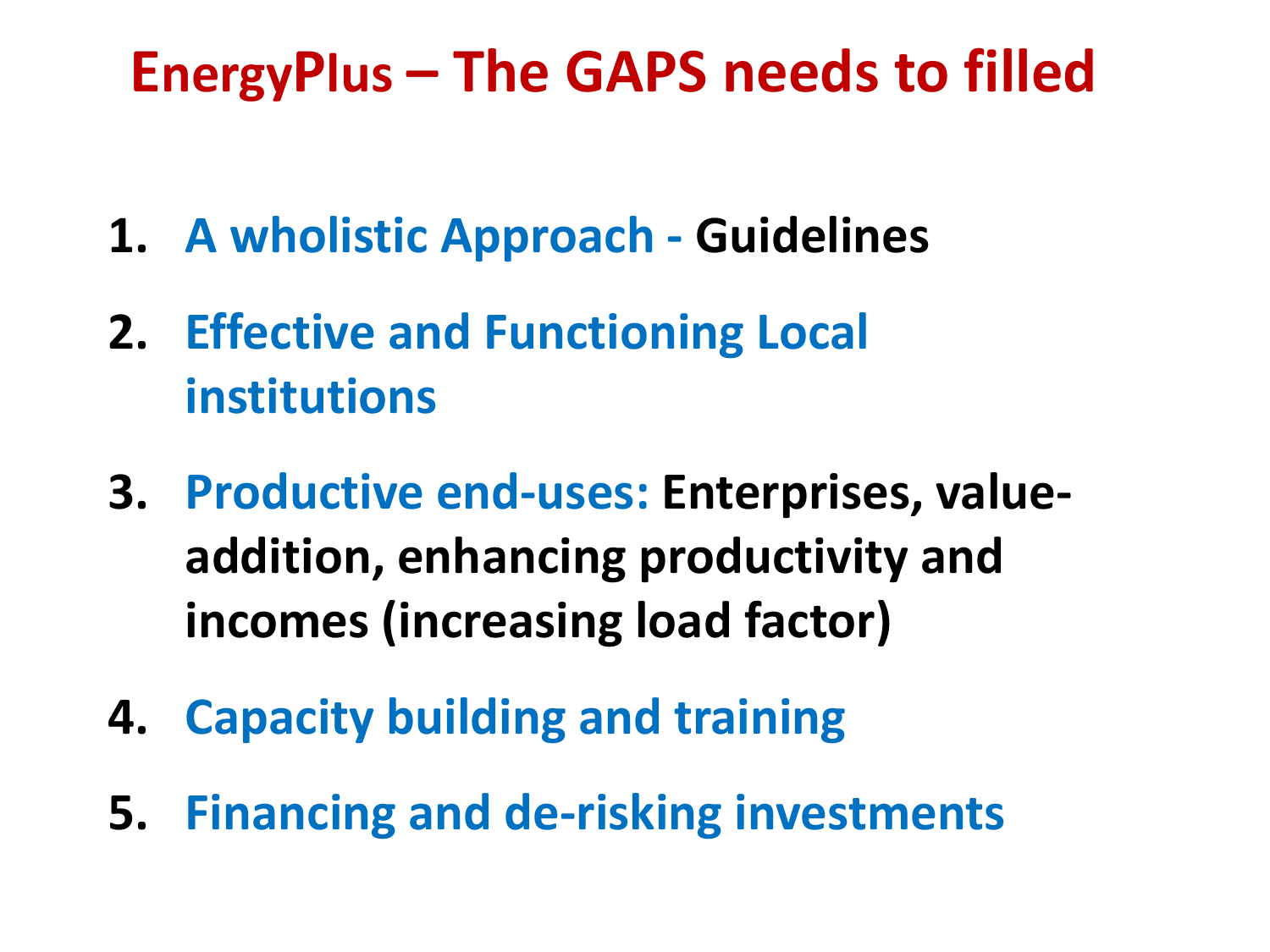# EnergyPlus – The GAPS needs to filled

1. **A wholistic Approach - Guidelines**
2. **Effective and Functioning Local institutions**
3. **Productive end-uses: Enterprises, value-addition, enhancing productivity and incomes (increasing load factor)**
4. **Capacity building and training**
5. **Financing and de-risking investments**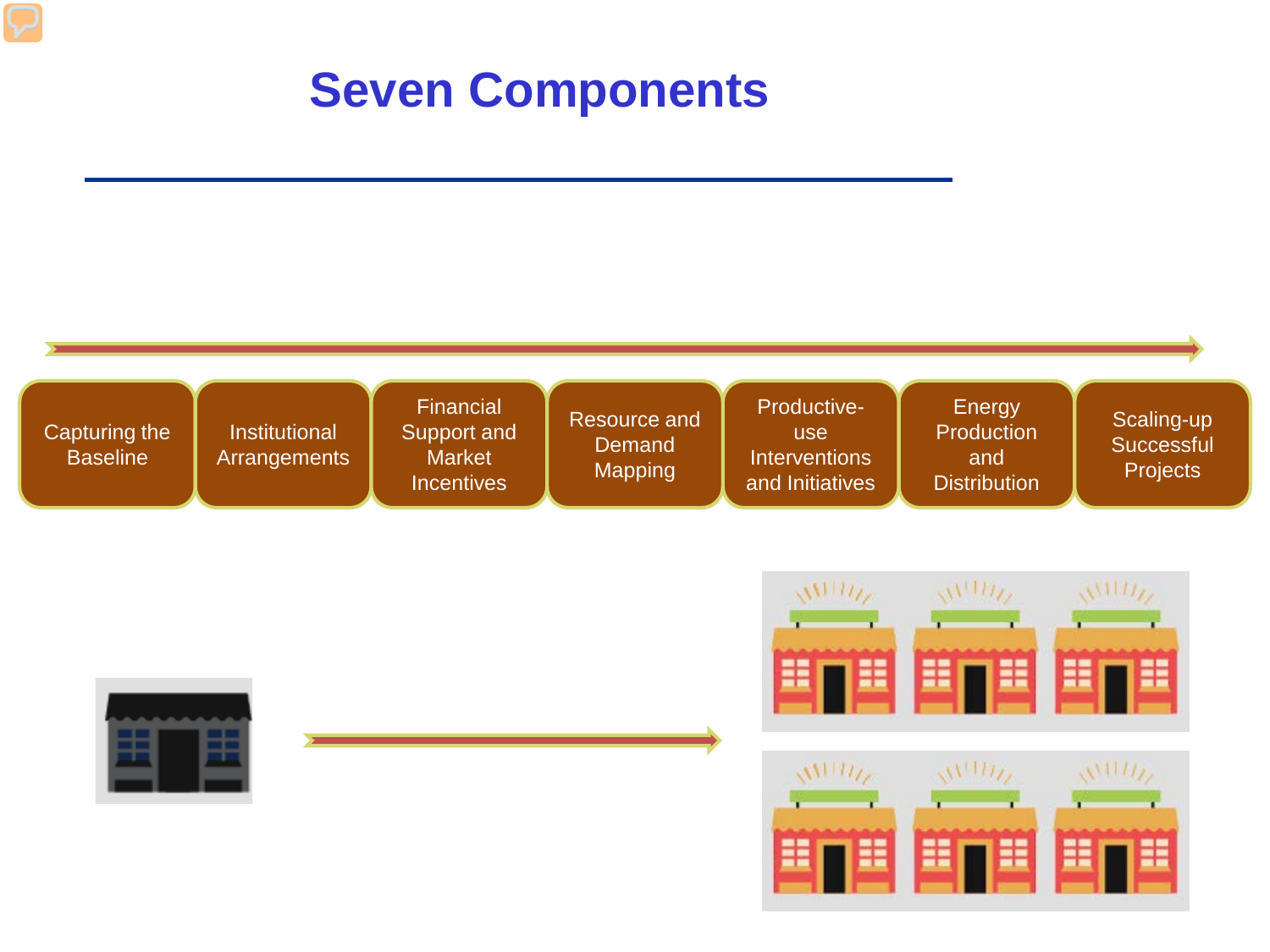# Seven Components

- Capturing the Baseline
- Institutional Arrangements
- Financial Support and Market Incentives
- Resource and Demand Mapping
- Productive-use Interventions and Initiatives
- Energy Production and Distribution
- Scaling-up Successful Projects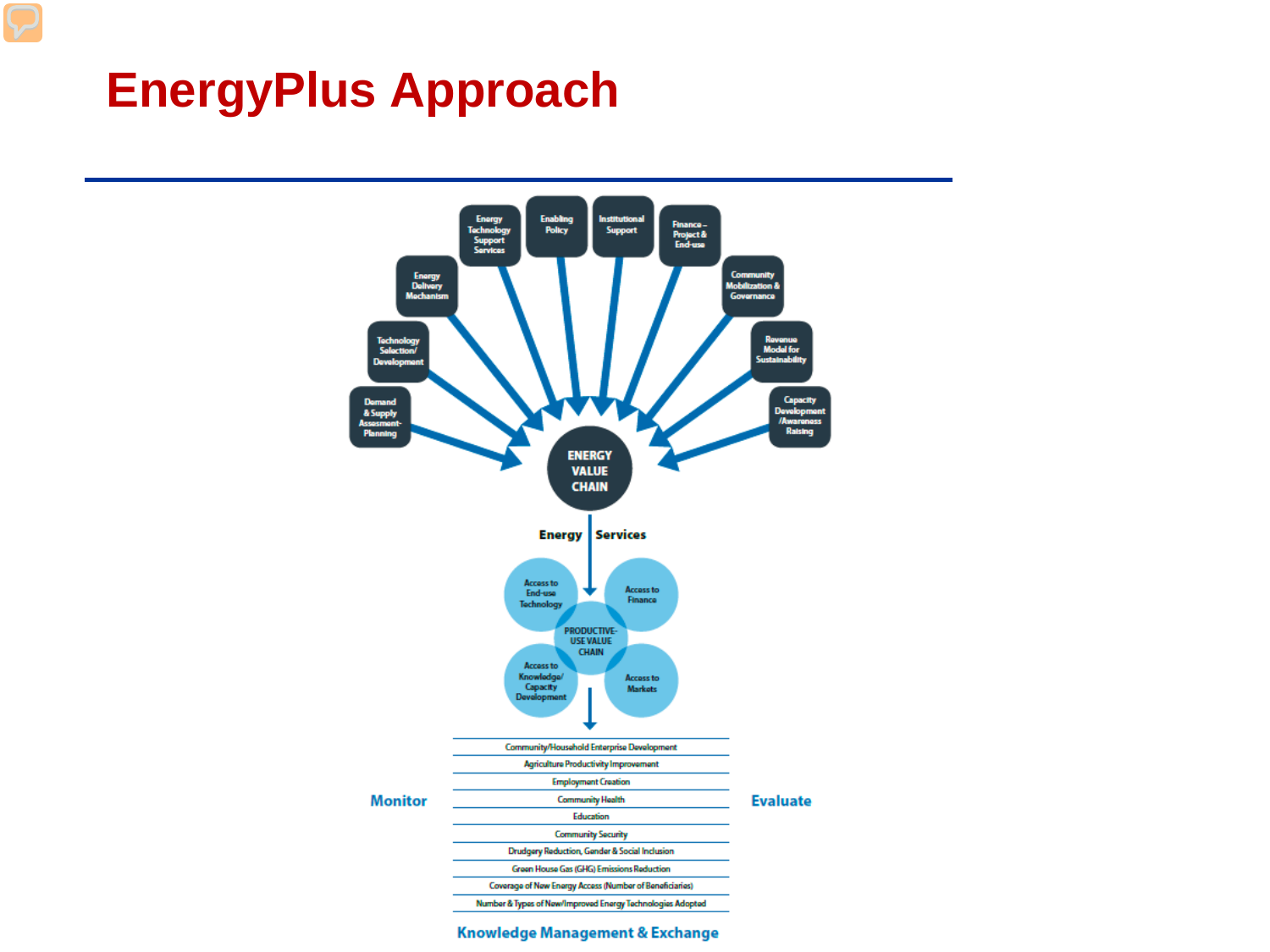# EnergyPlus Approach

- Energy Technology Support Services
- Enabling Policy
- Institutional Support
- Finance – Project & End-use
- Energy Delivery Mechanism
- Community Mobilization & Governance
- Technology Selection/ Development
- Revenue Model for Sustainability
- Demand & Supply Assessment-Planning
- Capacity Development /Awareness Raising

**ENERGY VALUE CHAIN**

**Energy | Services**

- Access to End-use Technology
- Access to Finance
- PRODUCTIVE-USE VALUE CHAIN
- Access to Knowledge/ Capacity Development
- Access to Markets

**Monitor**

- Community/Household Enterprise Development
- Agriculture Productivity Improvement
- Employment Creation
- Community Health
- Education
- Community Security
- Drudgery Reduction, Gender & Social Inclusion
- Green House Gas (GHG) Emissions Reduction
- Coverage of New Energy Access (Number of Beneficiaries)
- Number & Types of New/Improved Energy Technologies Adopted

**Evaluate**

**Knowledge Management & Exchange**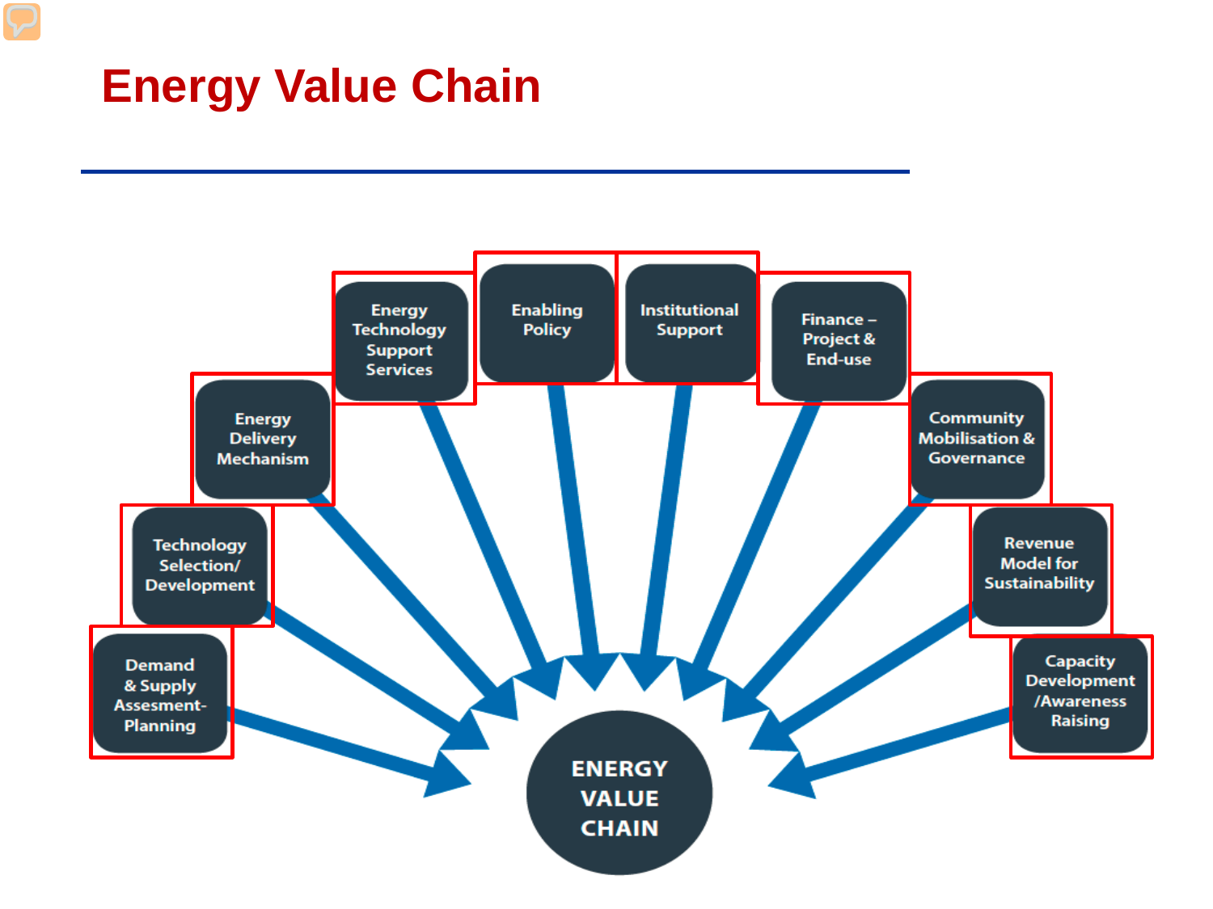# Energy Value Chain

- Demand & Supply Assesment-Planning
- Technology Selection/ Development
- Energy Delivery Mechanism
- Energy Technology Support Services
- Enabling Policy
- Institutional Support
- Finance – Project & End-use
- Community Mobilisation & Governance
- Revenue Model for Sustainability
- Capacity Development /Awareness Raising

ENERGY VALUE CHAIN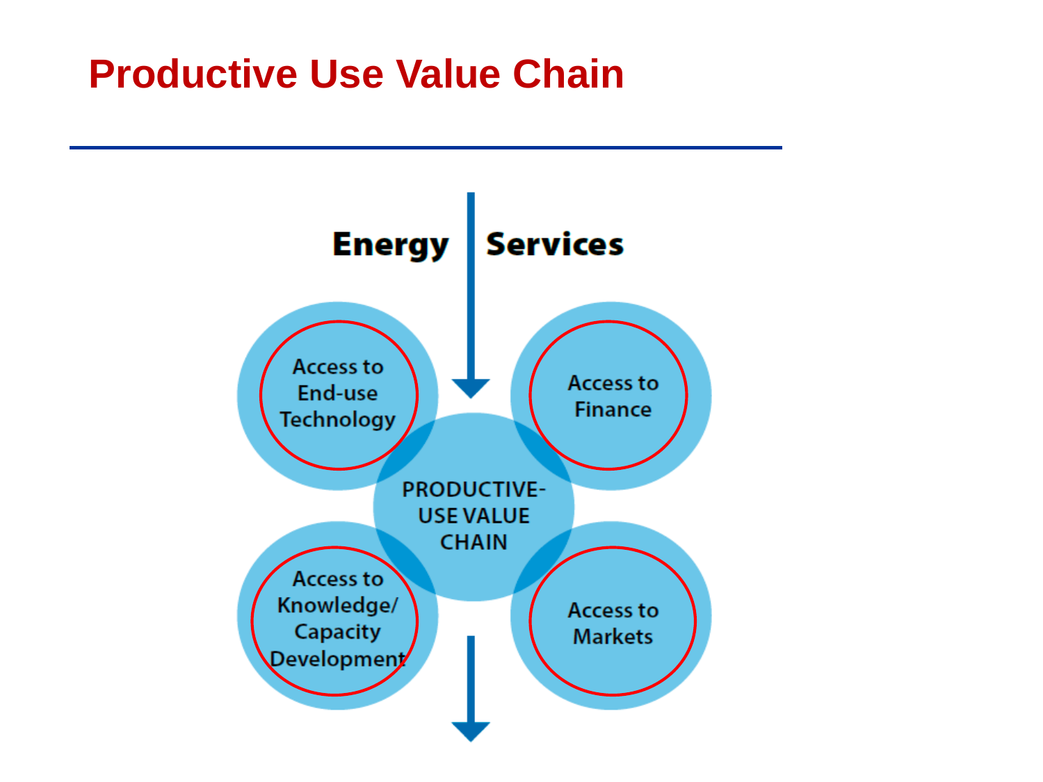# Productive Use Value Chain

Energy Services

Access to End-use Technology

Access to Finance

PRODUCTIVE-USE VALUE CHAIN

Access to Knowledge/ Capacity Development

Access to Markets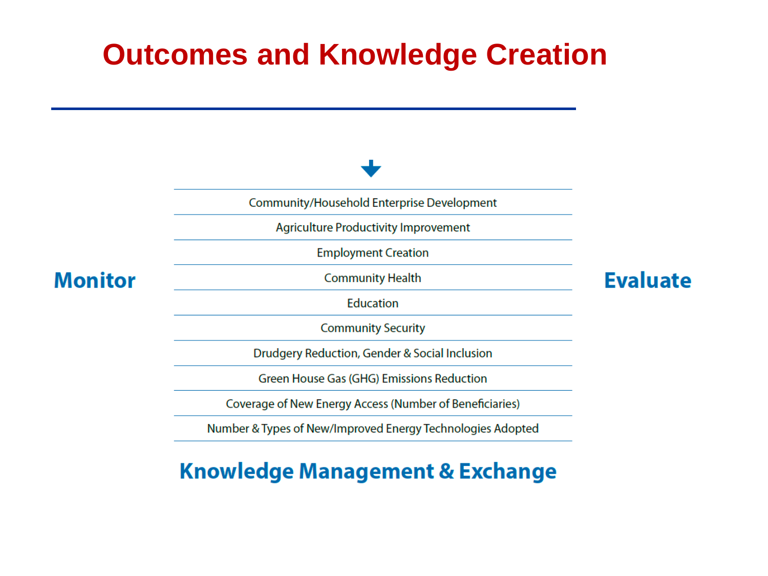# Outcomes and Knowledge Creation

**Monitor**

- Community/Household Enterprise Development
- Agriculture Productivity Improvement
- Employment Creation
- Community Health
- Education
- Community Security
- Drudgery Reduction, Gender & Social Inclusion
- Green House Gas (GHG) Emissions Reduction
- Coverage of New Energy Access (Number of Beneficiaries)
- Number & Types of New/Improved Energy Technologies Adopted

**Evaluate**

**Knowledge Management & Exchange**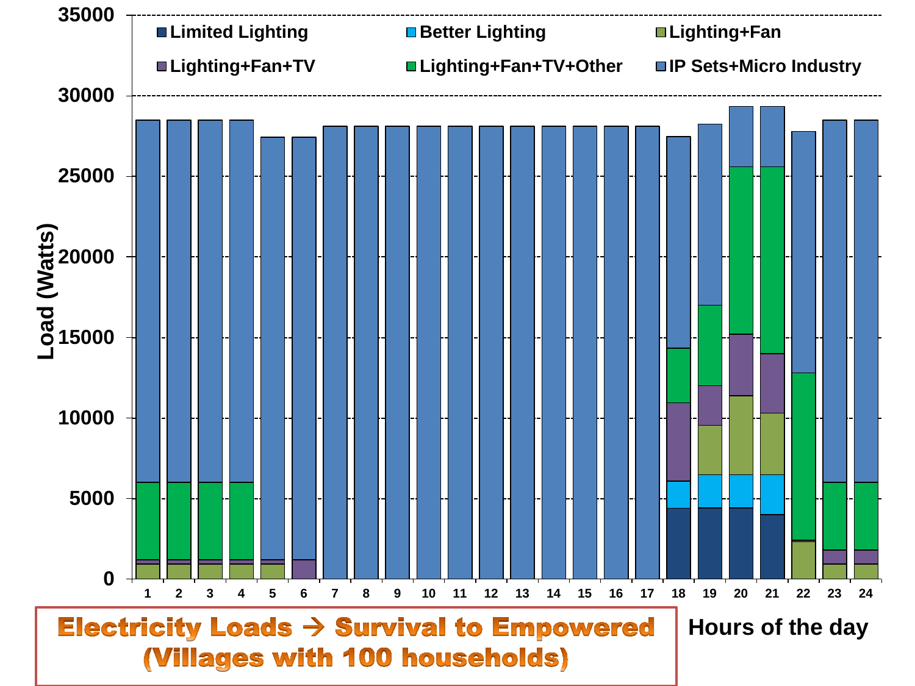**Electricity Loads → Survival to Empowered (Villages with 100 households)**

Hours of the day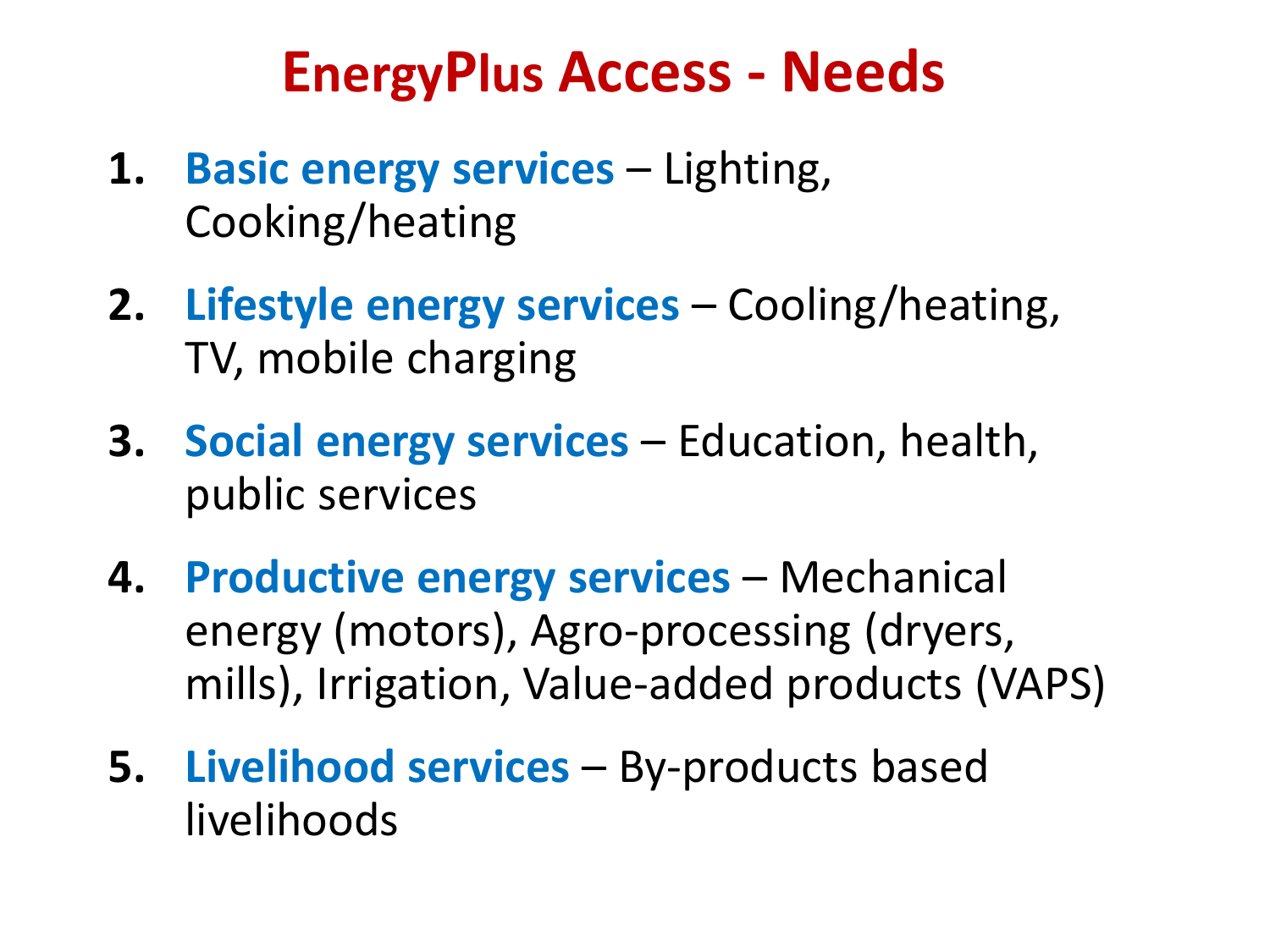# EnergyPlus Access - Needs

1. **Basic energy services** – Lighting, Cooking/heating
2. **Lifestyle energy services** – Cooling/heating, TV, mobile charging
3. **Social energy services** – Education, health, public services
4. **Productive energy services** – Mechanical energy (motors), Agro-processing (dryers, mills), Irrigation, Value-added products (VAPS)
5. **Livelihood services** – By-products based livelihoods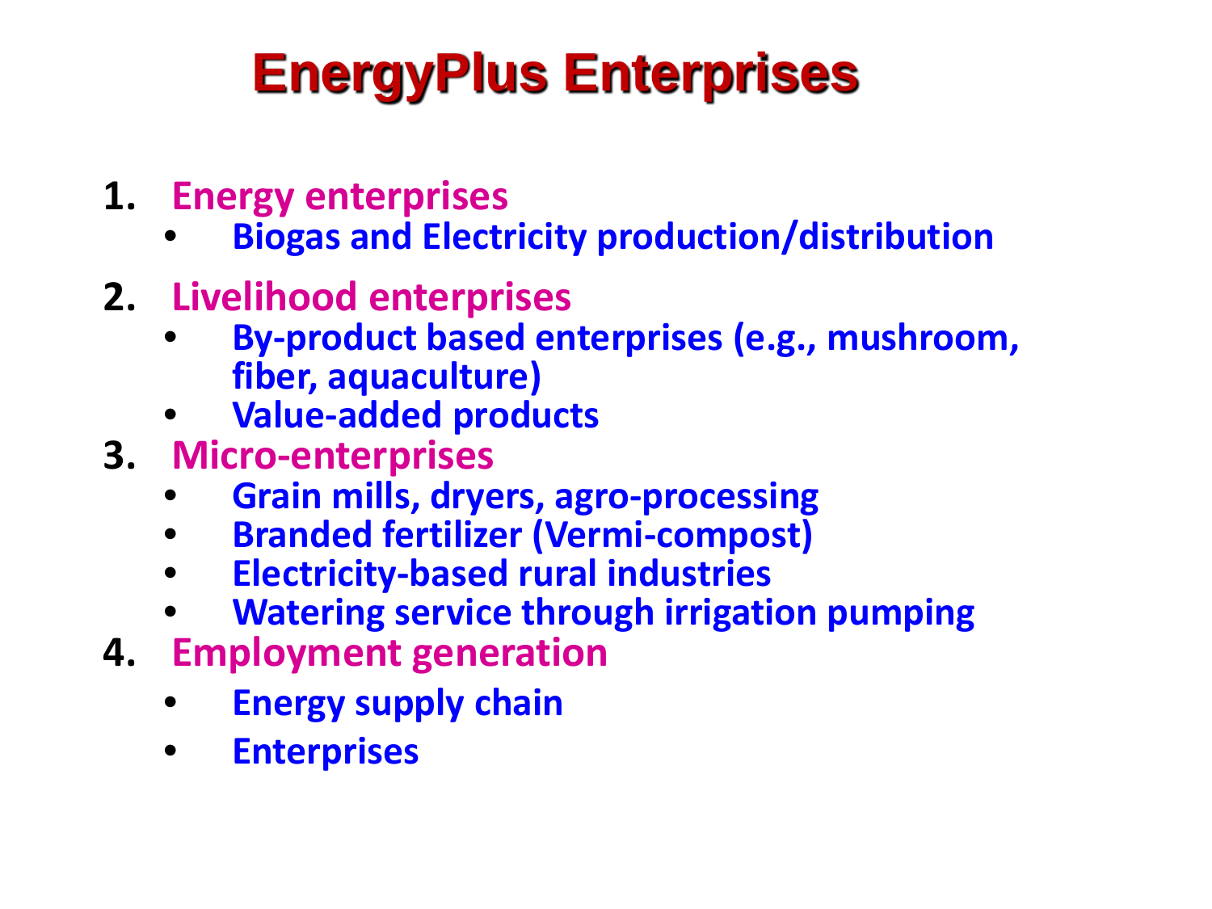# EnergyPlus Enterprises

1. **Energy enterprises**
   - **Biogas and Electricity production/distribution**
2. **Livelihood enterprises**
   - **By-product based enterprises (e.g., mushroom, fiber, aquaculture)**
   - **Value-added products**
3. **Micro-enterprises**
   - **Grain mills, dryers, agro-processing**
   - **Branded fertilizer (Vermi-compost)**
   - **Electricity-based rural industries**
   - **Watering service through irrigation pumping**
4. **Employment generation**
   - **Energy supply chain**
   - **Enterprises**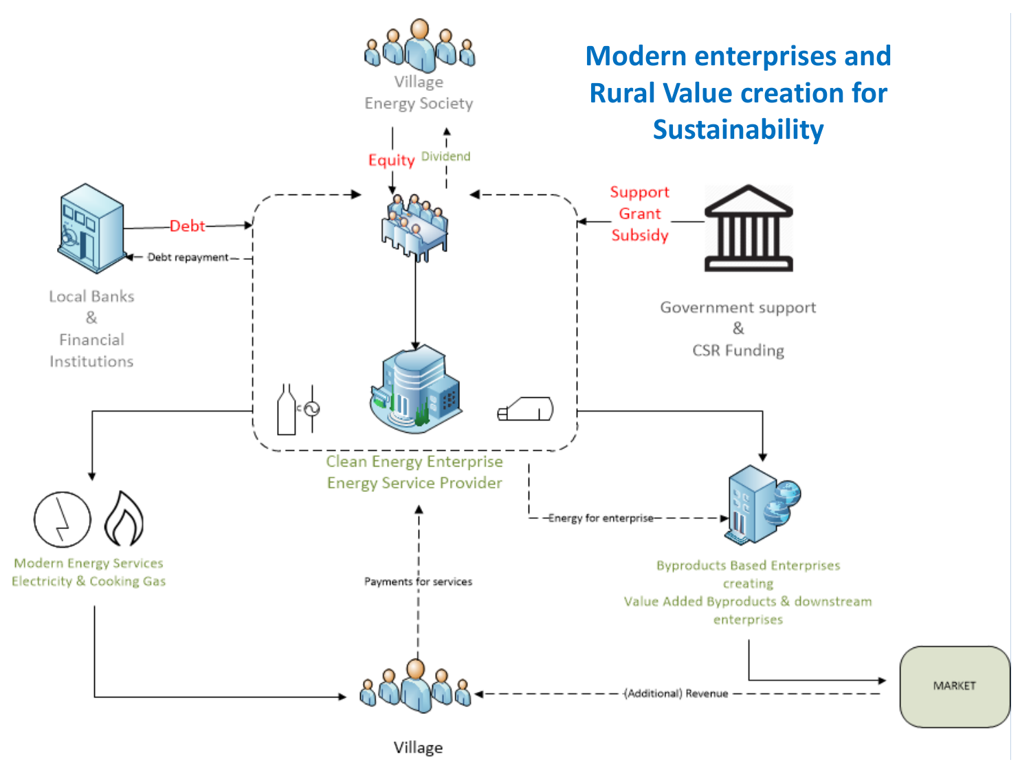# Modern enterprises and Rural Value creation for Sustainability

Village Energy Society

Equity

Dividend

Debt

Debt repayment

Local Banks & Financial Institutions

Support Grant Subsidy

Government support & CSR Funding

Clean Energy Enterprise Energy Service Provider

Modern Energy Services Electricity & Cooking Gas

Energy for enterprise

Byproducts Based Enterprises creating Value Added Byproducts & downstream enterprises

Payments for services

(Additional) Revenue

MARKET

Village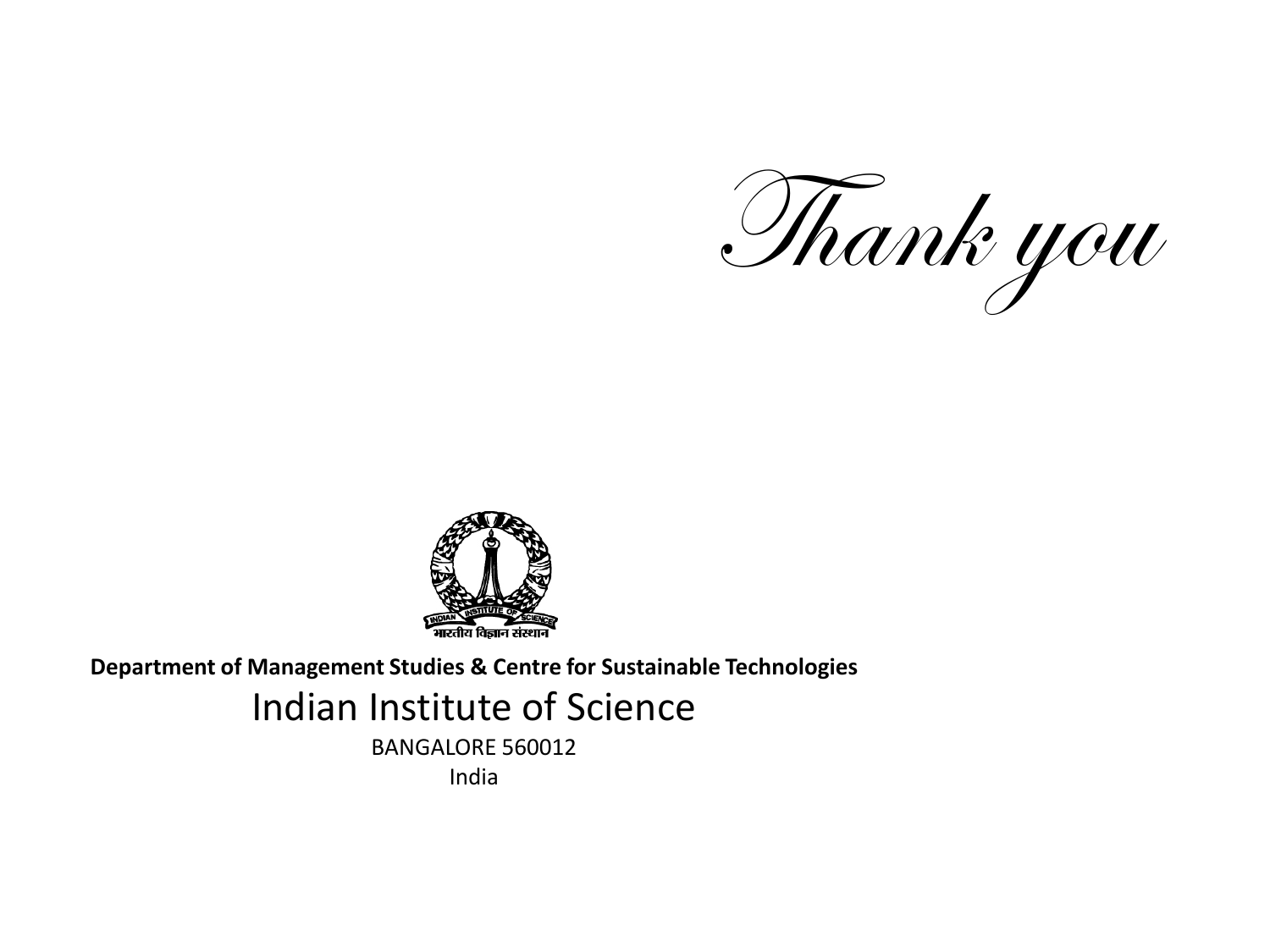*Thank you*

**Department of Management Studies & Centre for Sustainable Technologies**

Indian Institute of Science

BANGALORE 560012

India